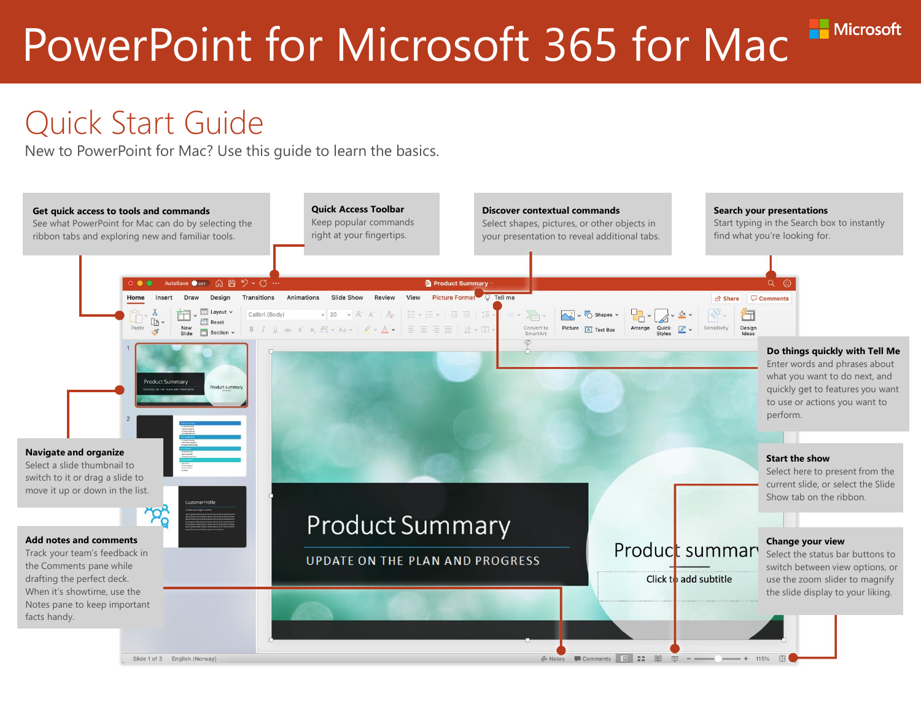# PowerPoint for Microsoft 365 for Mac

## Quick Start Guide

New to PowerPoint for Mac? Use this guide to learn the basics.

**Get quick access to tools and commands**
See what PowerPoint for Mac can do by selecting the ribbon tabs and exploring new and familiar tools.

**Quick Access Toolbar**
Keep popular commands right at your fingertips.

**Discover contextual commands**
Select shapes, pictures, or other objects in your presentation to reveal additional tabs.

**Search your presentations**
Start typing in the Search box to instantly find what you're looking for.

**Do things quickly with Tell Me**
Enter words and phrases about what you want to do next, and quickly get to features you want to use or actions you want to perform.

**Navigate and organize**
Select a slide thumbnail to switch to it or drag a slide to move it up or down in the list.

**Start the show**
Select here to present from the current slide, or select the Slide Show tab on the ribbon.

**Add notes and comments**
Track your team's feedback in the Comments pane while drafting the perfect deck. When it's showtime, use the Notes pane to keep important facts handy.

**Change your view**
Select the status bar buttons to switch between view options, or use the zoom slider to magnify the slide display to your liking.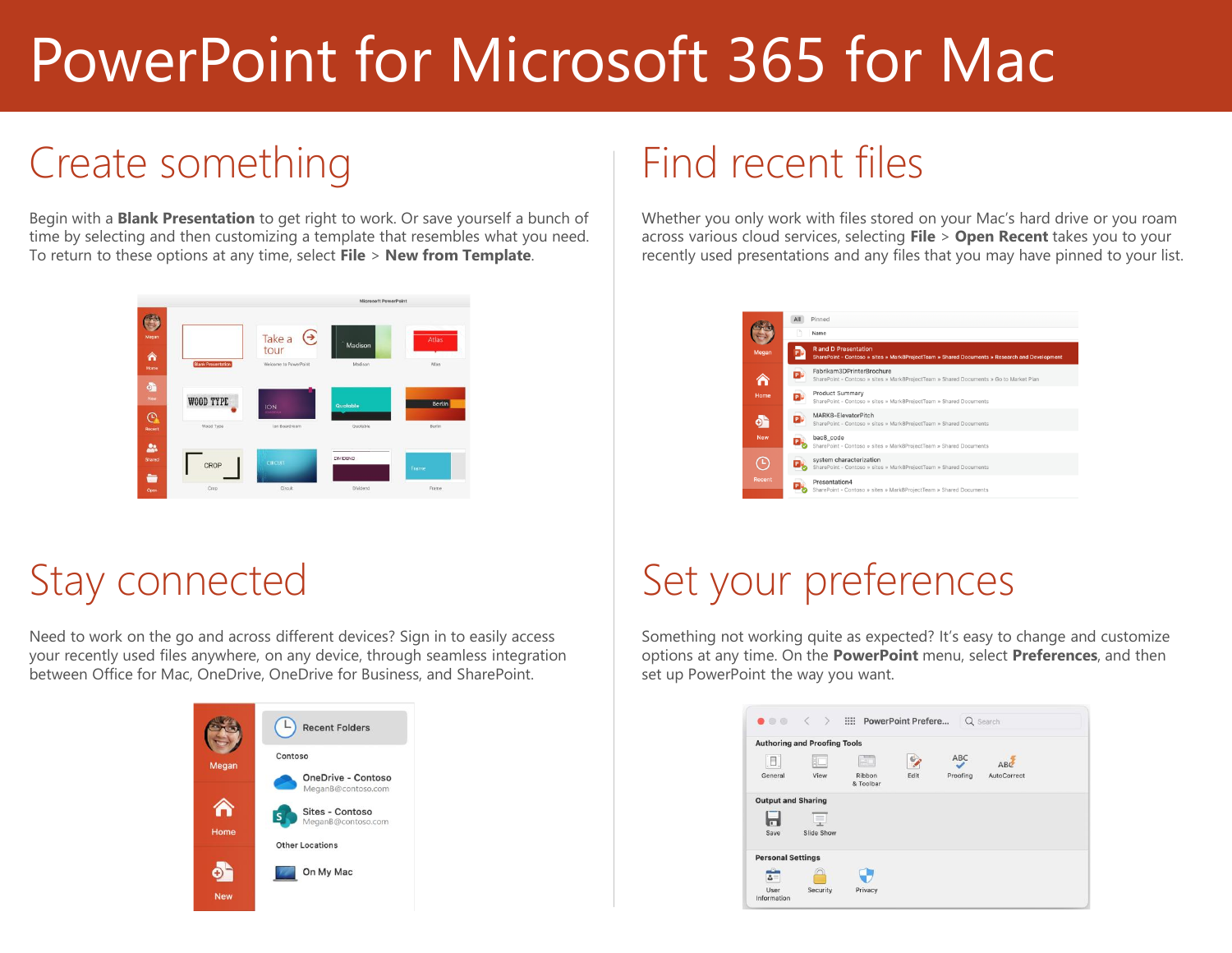# PowerPoint for Microsoft 365 for Mac

## Create something

Begin with a **Blank Presentation** to get right to work. Or save yourself a bunch of time by selecting and then customizing a template that resembles what you need. To return to these options at any time, select **File** > **New from Template**.

## Find recent files

Whether you only work with files stored on your Mac's hard drive or you roam across various cloud services, selecting **File** > **Open Recent** takes you to your recently used presentations and any files that you may have pinned to your list.

## Stay connected

Need to work on the go and across different devices? Sign in to easily access your recently used files anywhere, on any device, through seamless integration between Office for Mac, OneDrive, OneDrive for Business, and SharePoint.

## Set your preferences

Something not working quite as expected? It's easy to change and customize options at any time. On the **PowerPoint** menu, select **Preferences**, and then set up PowerPoint the way you want.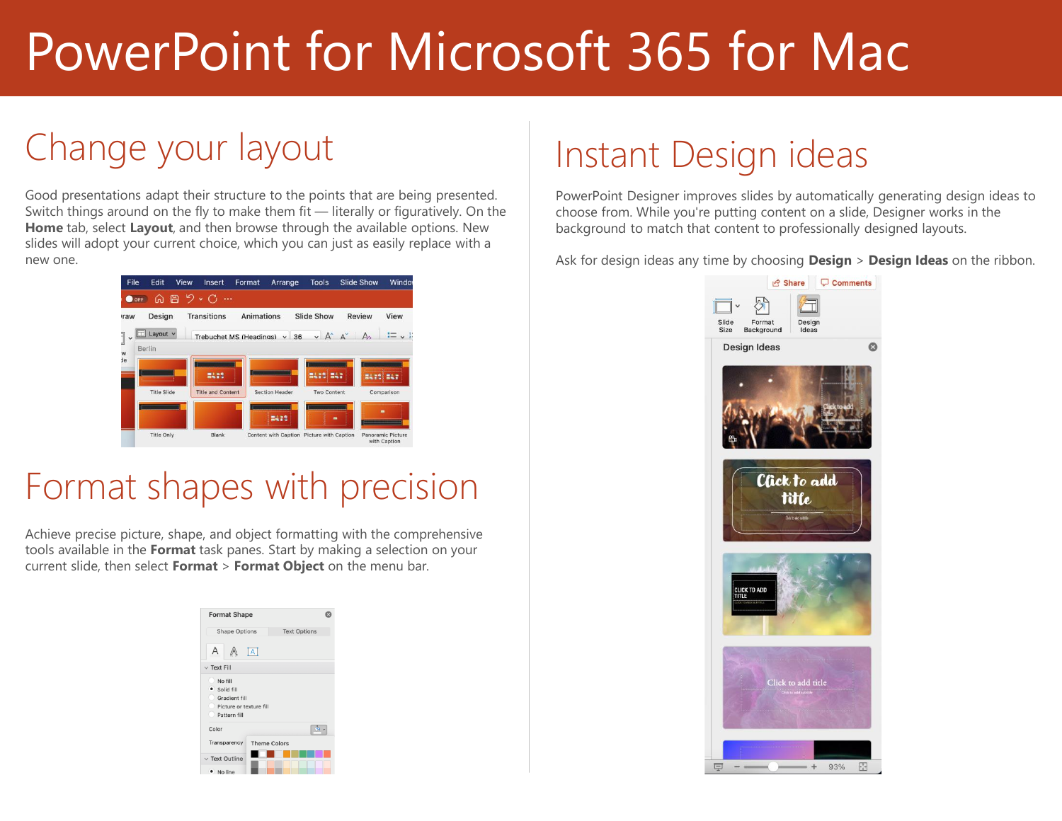# PowerPoint for Microsoft 365 for Mac

## Change your layout

Good presentations adapt their structure to the points that are being presented. Switch things around on the fly to make them fit — literally or figuratively. On the **Home** tab, select **Layout**, and then browse through the available options. New slides will adopt your current choice, which you can just as easily replace with a new one.

## Format shapes with precision

Achieve precise picture, shape, and object formatting with the comprehensive tools available in the **Format** task panes. Start by making a selection on your current slide, then select **Format** > **Format Object** on the menu bar.

## Instant Design ideas

PowerPoint Designer improves slides by automatically generating design ideas to choose from. While you're putting content on a slide, Designer works in the background to match that content to professionally designed layouts.

Ask for design ideas any time by choosing **Design** > **Design Ideas** on the ribbon.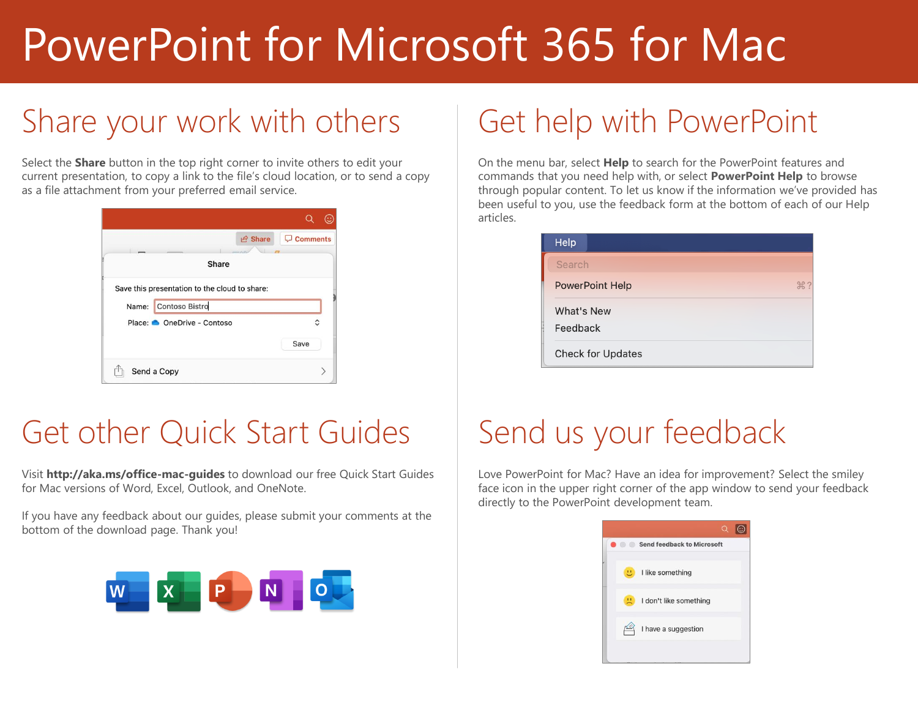# PowerPoint for Microsoft 365 for Mac

## Share your work with others

Select the **Share** button in the top right corner to invite others to edit your current presentation, to copy a link to the file's cloud location, or to send a copy as a file attachment from your preferred email service.

## Get help with PowerPoint

On the menu bar, select **Help** to search for the PowerPoint features and commands that you need help with, or select **PowerPoint Help** to browse through popular content. To let us know if the information we've provided has been useful to you, use the feedback form at the bottom of each of our Help articles.

## Get other Quick Start Guides

Visit **http://aka.ms/office-mac-guides** to download our free Quick Start Guides for Mac versions of Word, Excel, Outlook, and OneNote.

If you have any feedback about our guides, please submit your comments at the bottom of the download page. Thank you!

## Send us your feedback

Love PowerPoint for Mac? Have an idea for improvement? Select the smiley face icon in the upper right corner of the app window to send your feedback directly to the PowerPoint development team.